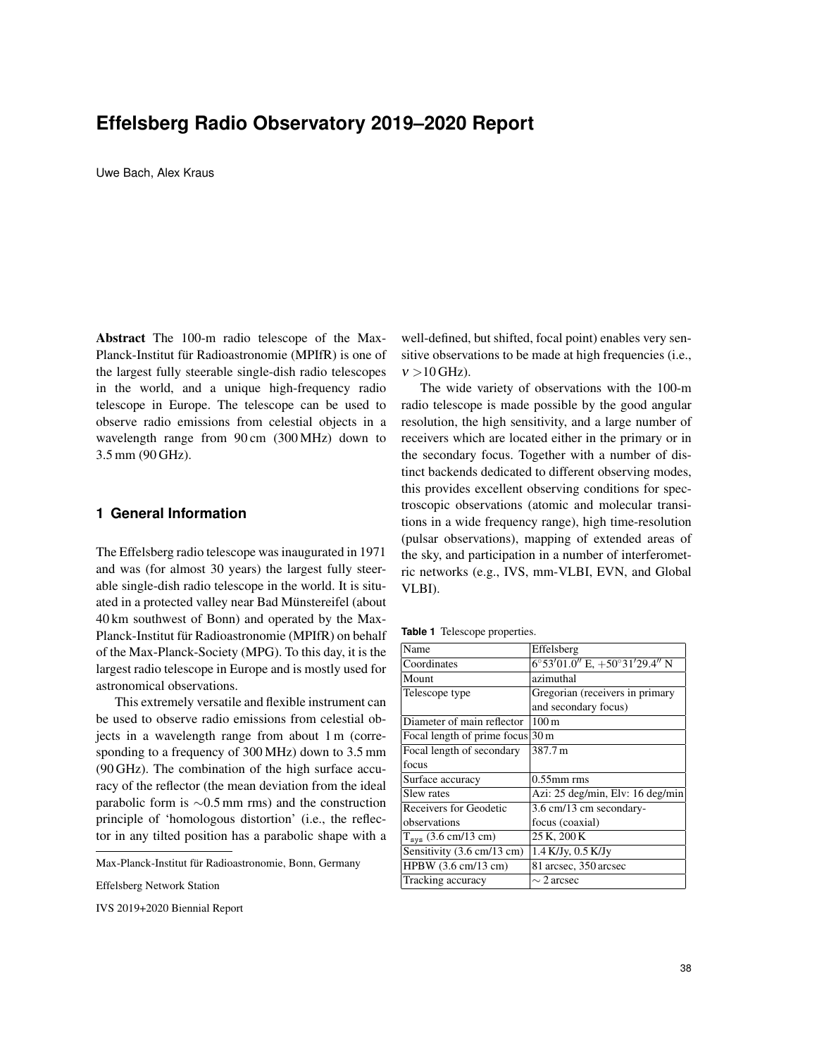# Effelsberg Radio Observatory 2019–2020 Report

Uwe Bach, Alex Kraus

**Abstract** The 100-m radio telescope of the Max-Planck-Institut für Radioastronomie (MPIfR) is one of the largest fully steerable single-dish radio telescopes in the world, and a unique high-frequency radio telescope in Europe. The telescope can be used to observe radio emissions from celestial objects in a wavelength range from 90 cm (300 MHz) down to 3.5 mm (90 GHz).

## 1 General Information

The Effelsberg radio telescope was inaugurated in 1971 and was (for almost 30 years) the largest fully steerable single-dish radio telescope in the world. It is situated in a protected valley near Bad Münstereifel (about 40 km southwest of Bonn) and operated by the Max-Planck-Institut für Radioastronomie (MPIfR) on behalf of the Max-Planck-Society (MPG). To this day, it is the largest radio telescope in Europe and is mostly used for astronomical observations.

This extremely versatile and flexible instrument can be used to observe radio emissions from celestial objects in a wavelength range from about 1 m (corresponding to a frequency of 300 MHz) down to 3.5 mm (90 GHz). The combination of the high surface accuracy of the reflector (the mean deviation from the ideal parabolic form is ~0.5 mm rms) and the construction principle of 'homologous distortion' (i.e., the reflector in any tilted position has a parabolic shape with a well-defined, but shifted, focal point) enables very sensitive observations to be made at high frequencies (i.e., $\nu > 10$ GHz).

The wide variety of observations with the 100-m radio telescope is made possible by the good angular resolution, the high sensitivity, and a large number of receivers which are located either in the primary or in the secondary focus. Together with a number of distinct backends dedicated to different observing modes, this provides excellent observing conditions for spectroscopic observations (atomic and molecular transitions in a wide frequency range), high time-resolution (pulsar observations), mapping of extended areas of the sky, and participation in a number of interferometric networks (e.g., IVS, mm-VLBI, EVN, and Global VLBI).

**Table 1** Telescope properties.

| Name | Effelsberg |
|---|---|
| Coordinates | $6^\circ 53' 01.0''$ E, $+50^\circ 31' 29.4''$ N |
| Mount | azimuthal |
| Telescope type | Gregorian (receivers in primary and secondary focus) |
| Diameter of main reflector | 100 m |
| Focal length of prime focus | 30 m |
| Focal length of secondary focus | 387.7 m |
| Surface accuracy | 0.55mm rms |
| Slew rates | Azi: 25 deg/min, Elv: 16 deg/min |
| Receivers for Geodetic observations | 3.6 cm/13 cm secondary-focus (coaxial) |
| $T_{sys}$ (3.6 cm/13 cm) | 25 K, 200 K |
| Sensitivity (3.6 cm/13 cm) | 1.4 K/Jy, 0.5 K/Jy |
| HPBW (3.6 cm/13 cm) | 81 arcsec, 350 arcsec |
| Tracking accuracy | ~ 2 arcsec |

Max-Planck-Institut für Radioastronomie, Bonn, Germany

Effelsberg Network Station

IVS 2019+2020 Biennial Report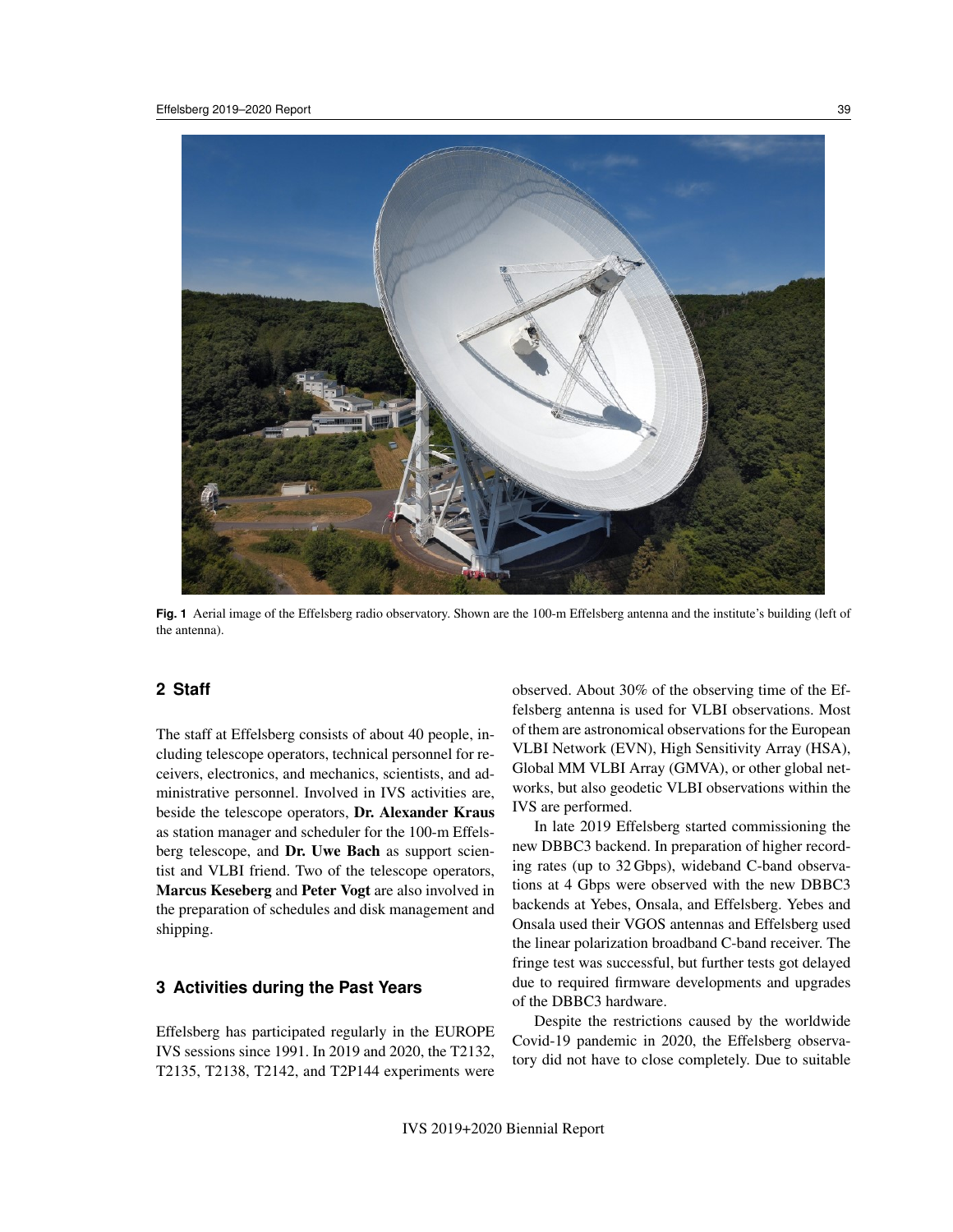**Fig. 1** Aerial image of the Effelsberg radio observatory. Shown are the 100-m Effelsberg antenna and the institute's building (left of the antenna).

## 2 Staff

The staff at Effelsberg consists of about 40 people, including telescope operators, technical personnel for receivers, electronics, and mechanics, scientists, and administrative personnel. Involved in IVS activities are, beside the telescope operators, **Dr. Alexander Kraus** as station manager and scheduler for the 100-m Effelsberg telescope, and **Dr. Uwe Bach** as support scientist and VLBI friend. Two of the telescope operators, **Marcus Keseberg** and **Peter Vogt** are also involved in the preparation of schedules and disk management and shipping.

## 3 Activities during the Past Years

Effelsberg has participated regularly in the EUROPE IVS sessions since 1991. In 2019 and 2020, the T2132, T2135, T2138, T2142, and T2P144 experiments were observed. About 30% of the observing time of the Effelsberg antenna is used for VLBI observations. Most of them are astronomical observations for the European VLBI Network (EVN), High Sensitivity Array (HSA), Global MM VLBI Array (GMVA), or other global networks, but also geodetic VLBI observations within the IVS are performed.

In late 2019 Effelsberg started commissioning the new DBBC3 backend. In preparation of higher recording rates (up to 32 Gbps), wideband C-band observations at 4 Gbps were observed with the new DBBC3 backends at Yebes, Onsala, and Effelsberg. Yebes and Onsala used their VGOS antennas and Effelsberg used the linear polarization broadband C-band receiver. The fringe test was successful, but further tests got delayed due to required firmware developments and upgrades of the DBBC3 hardware.

Despite the restrictions caused by the worldwide Covid-19 pandemic in 2020, the Effelsberg observatory did not have to close completely. Due to suitable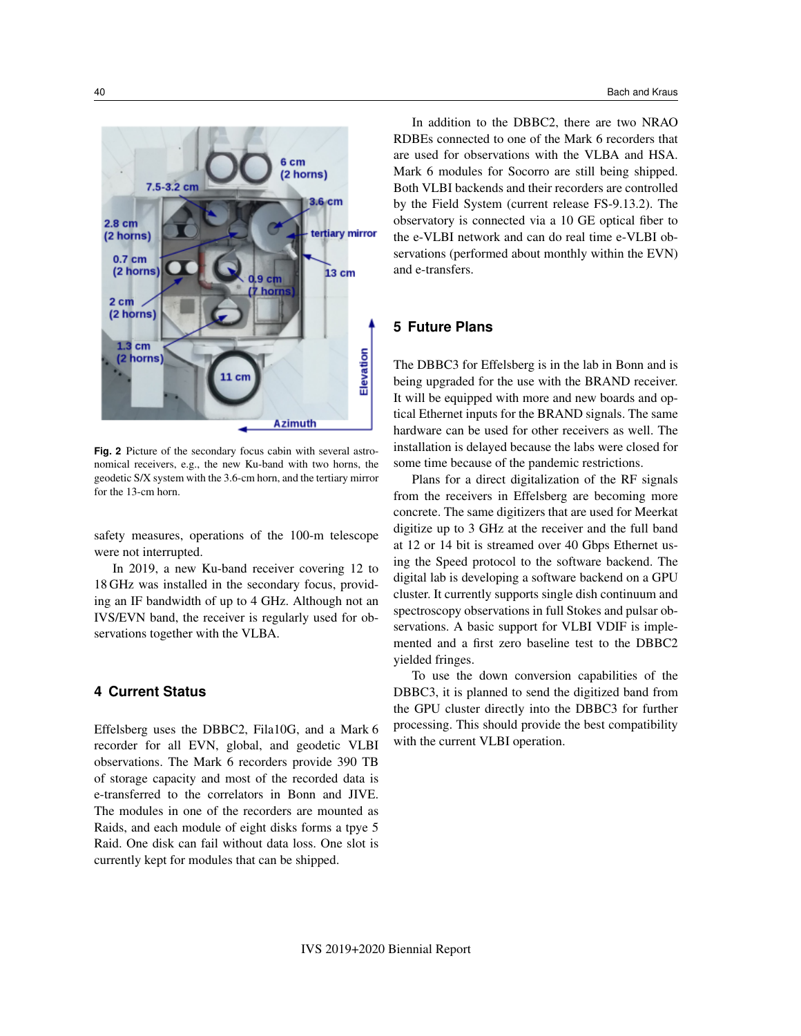6 cm
(2 horns)
7.5-3.2 cm
3.6 cm
2.8 cm
(2 horns)
tertiary mirror
0.7 cm
(2 horns)
13 cm
0.9 cm
(7 horns)
2 cm
(2 horns)
1.3 cm
(2 horns)
11 cm
Elevation
Azimuth

**Fig. 2** Picture of the secondary focus cabin with several astronomical receivers, e.g., the new Ku-band with two horns, the geodetic S/X system with the 3.6-cm horn, and the tertiary mirror for the 13-cm horn.

safety measures, operations of the 100-m telescope were not interrupted.

In 2019, a new Ku-band receiver covering 12 to 18 GHz was installed in the secondary focus, providing an IF bandwidth of up to 4 GHz. Although not an IVS/EVN band, the receiver is regularly used for observations together with the VLBA.

## 4 Current Status

Effelsberg uses the DBBC2, Fila10G, and a Mark 6 recorder for all EVN, global, and geodetic VLBI observations. The Mark 6 recorders provide 390 TB of storage capacity and most of the recorded data is e-transferred to the correlators in Bonn and JIVE. The modules in one of the recorders are mounted as Raids, and each module of eight disks forms a tpye 5 Raid. One disk can fail without data loss. One slot is currently kept for modules that can be shipped.

In addition to the DBBC2, there are two NRAO RDBEs connected to one of the Mark 6 recorders that are used for observations with the VLBA and HSA. Mark 6 modules for Socorro are still being shipped. Both VLBI backends and their recorders are controlled by the Field System (current release FS-9.13.2). The observatory is connected via a 10 GE optical fiber to the e-VLBI network and can do real time e-VLBI observations (performed about monthly within the EVN) and e-transfers.

## 5 Future Plans

The DBBC3 for Effelsberg is in the lab in Bonn and is being upgraded for the use with the BRAND receiver. It will be equipped with more and new boards and optical Ethernet inputs for the BRAND signals. The same hardware can be used for other receivers as well. The installation is delayed because the labs were closed for some time because of the pandemic restrictions.

Plans for a direct digitalization of the RF signals from the receivers in Effelsberg are becoming more concrete. The same digitizers that are used for Meerkat digitize up to 3 GHz at the receiver and the full band at 12 or 14 bit is streamed over 40 Gbps Ethernet using the Speed protocol to the software backend. The digital lab is developing a software backend on a GPU cluster. It currently supports single dish continuum and spectroscopy observations in full Stokes and pulsar observations. A basic support for VLBI VDIF is implemented and a first zero baseline test to the DBBC2 yielded fringes.

To use the down conversion capabilities of the DBBC3, it is planned to send the digitized band from the GPU cluster directly into the DBBC3 for further processing. This should provide the best compatibility with the current VLBI operation.